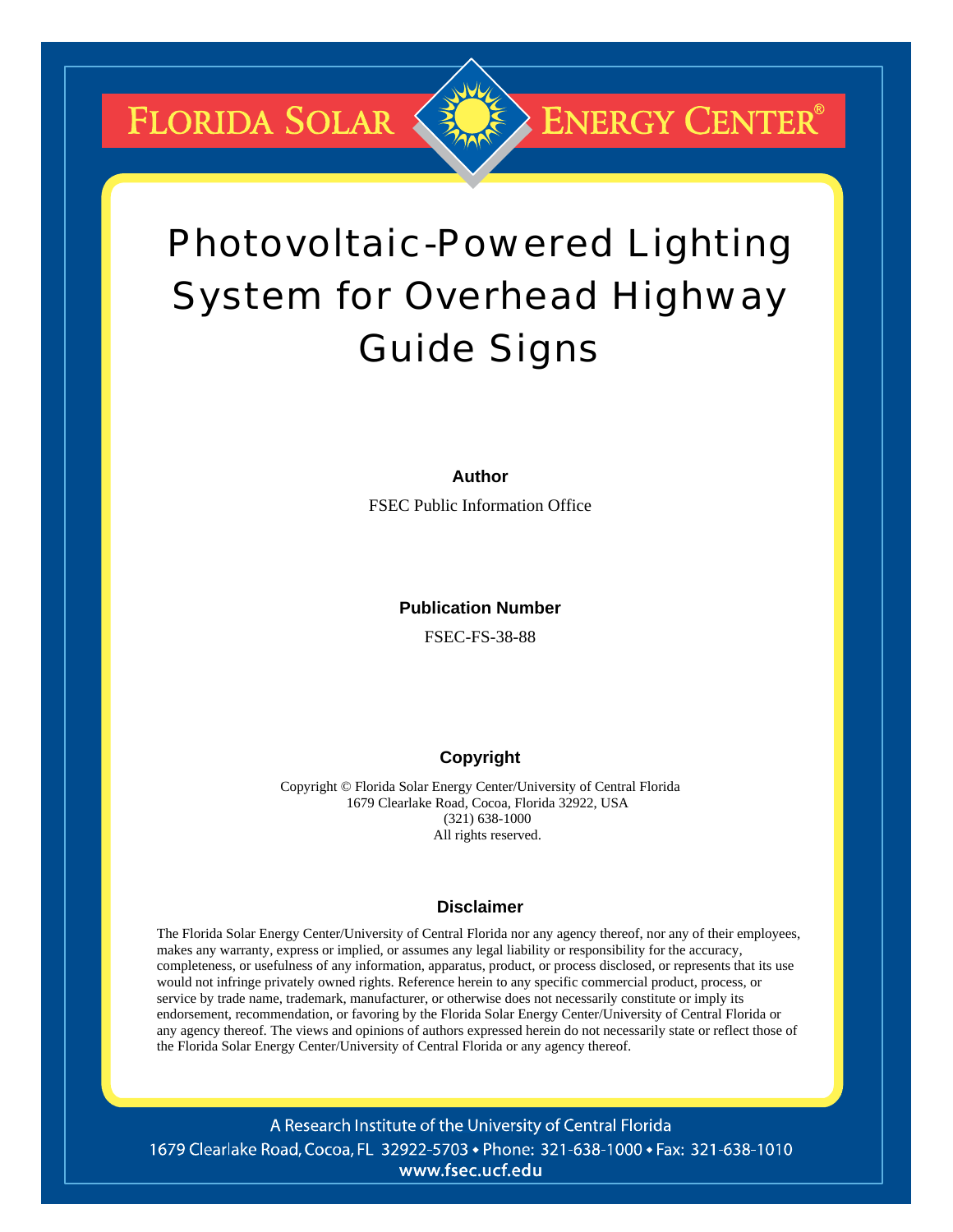# Florida Solar Energy Center®

# Photovoltaic-Powered Lighting System for Overhead Highway Guide Signs

**Author**

FSEC Public Information Office

**Publication Number**

FSEC-FS-38-88

**Copyright**

Copyright © Florida Solar Energy Center/University of Central Florida
1679 Clearlake Road, Cocoa, Florida 32922, USA
(321) 638-1000
All rights reserved.

**Disclaimer**

The Florida Solar Energy Center/University of Central Florida nor any agency thereof, nor any of their employees, makes any warranty, express or implied, or assumes any legal liability or responsibility for the accuracy, completeness, or usefulness of any information, apparatus, product, or process disclosed, or represents that its use would not infringe privately owned rights. Reference herein to any specific commercial product, process, or service by trade name, trademark, manufacturer, or otherwise does not necessarily constitute or imply its endorsement, recommendation, or favoring by the Florida Solar Energy Center/University of Central Florida or any agency thereof. The views and opinions of authors expressed herein do not necessarily state or reflect those of the Florida Solar Energy Center/University of Central Florida or any agency thereof.

A Research Institute of the University of Central Florida
1679 Clearlake Road, Cocoa, FL 32922-5703 • Phone: 321-638-1000 • Fax: 321-638-1010
www.fsec.ucf.edu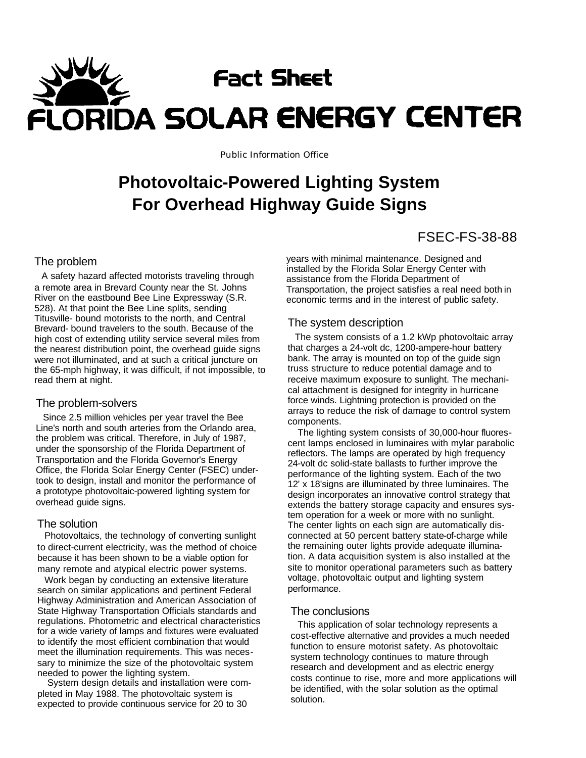# Fact Sheet

# FLORIDA SOLAR ENERGY CENTER

Public Information Office

# Photovoltaic-Powered Lighting System For Overhead Highway Guide Signs

FSEC-FS-38-88

## The problem

A safety hazard affected motorists traveling through a remote area in Brevard County near the St. Johns River on the eastbound Bee Line Expressway (S.R. 528). At that point the Bee Line splits, sending Titusville- bound motorists to the north, and Central Brevard- bound travelers to the south. Because of the high cost of extending utility service several miles from the nearest distribution point, the overhead guide signs were not illuminated, and at such a critical juncture on the 65-mph highway, it was difficult, if not impossible, to read them at night.

## The problem-solvers

Since 2.5 million vehicles per year travel the Bee Line's north and south arteries from the Orlando area, the problem was critical. Therefore, in July of 1987, under the sponsorship of the Florida Department of Transportation and the Florida Governor's Energy Office, the Florida Solar Energy Center (FSEC) undertook to design, install and monitor the performance of a prototype photovoltaic-powered lighting system for overhead guide signs.

## The solution

Photovoltaics, the technology of converting sunlight to direct-current electricity, was the method of choice because it has been shown to be a viable option for many remote and atypical electric power systems.

Work began by conducting an extensive literature search on similar applications and pertinent Federal Highway Administration and American Association of State Highway Transportation Officials standards and regulations. Photometric and electrical characteristics for a wide variety of lamps and fixtures were evaluated to identify the most efficient combination that would meet the illumination requirements. This was necessary to minimize the size of the photovoltaic system needed to power the lighting system.

System design details and installation were completed in May 1988. The photovoltaic system is expected to provide continuous service for 20 to 30 years with minimal maintenance. Designed and installed by the Florida Solar Energy Center with assistance from the Florida Department of Transportation, the project satisfies a real need both in economic terms and in the interest of public safety.

## The system description

The system consists of a 1.2 kWp photovoltaic array that charges a 24-volt dc, 1200-ampere-hour battery bank. The array is mounted on top of the guide sign truss structure to reduce potential damage and to receive maximum exposure to sunlight. The mechanical attachment is designed for integrity in hurricane force winds. Lightning protection is provided on the arrays to reduce the risk of damage to control system components.

The lighting system consists of 30,000-hour fluorescent lamps enclosed in luminaires with mylar parabolic reflectors. The lamps are operated by high frequency 24-volt dc solid-state ballasts to further improve the performance of the lighting system. Each of the two 12' x 18'signs are illuminated by three luminaires. The design incorporates an innovative control strategy that extends the battery storage capacity and ensures system operation for a week or more with no sunlight. The center lights on each sign are automatically disconnected at 50 percent battery state-of-charge while the remaining outer lights provide adequate illumination. A data acquisition system is also installed at the site to monitor operational parameters such as battery voltage, photovoltaic output and lighting system performance.

## The conclusions

This application of solar technology represents a cost-effective alternative and provides a much needed function to ensure motorist safety. As photovoltaic system technology continues to mature through research and development and as electric energy costs continue to rise, more and more applications will be identified, with the solar solution as the optimal solution.